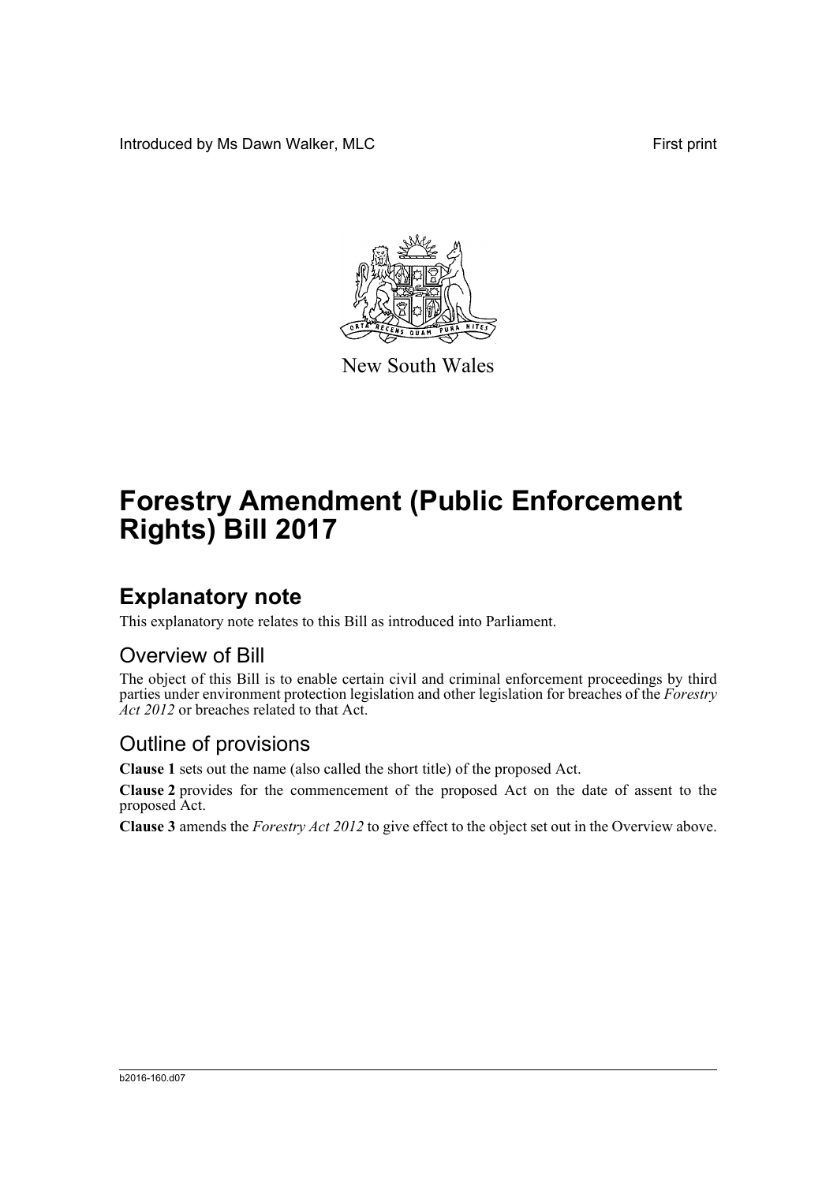Introduced by Ms Dawn Walker, MLC First print

New South Wales

# Forestry Amendment (Public Enforcement Rights) Bill 2017

## Explanatory note

This explanatory note relates to this Bill as introduced into Parliament.

### Overview of Bill

The object of this Bill is to enable certain civil and criminal enforcement proceedings by third parties under environment protection legislation and other legislation for breaches of the *Forestry Act 2012* or breaches related to that Act.

### Outline of provisions

**Clause 1** sets out the name (also called the short title) of the proposed Act.

**Clause 2** provides for the commencement of the proposed Act on the date of assent to the proposed Act.

**Clause 3** amends the *Forestry Act 2012* to give effect to the object set out in the Overview above.

b2016-160.d07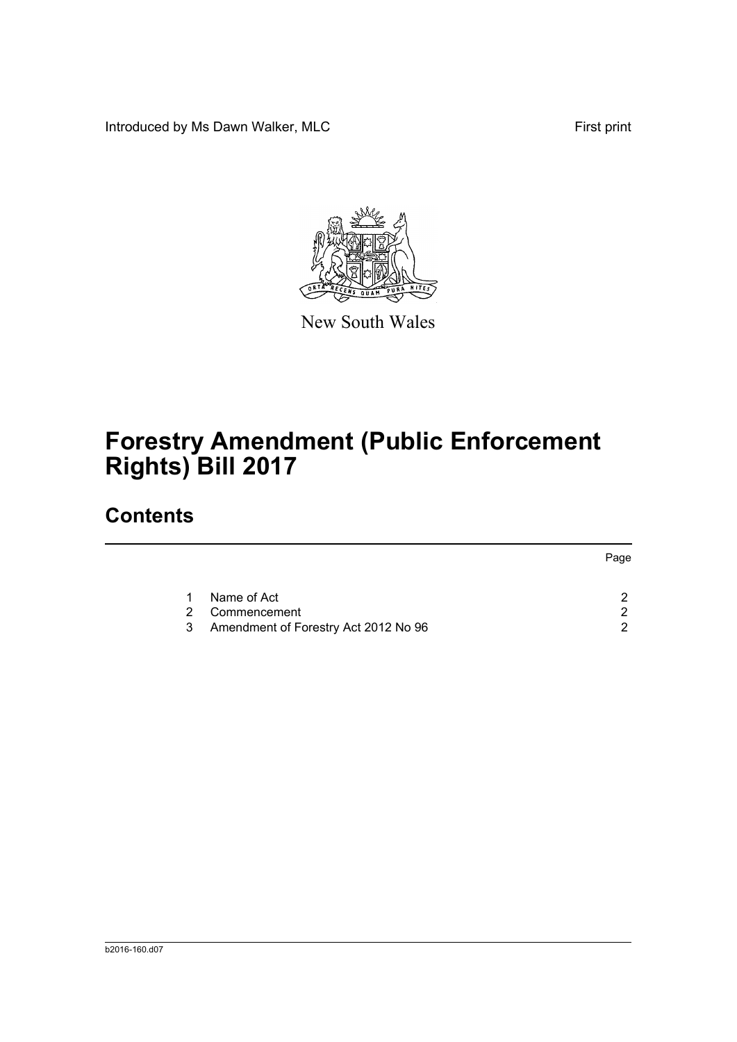Introduced by Ms Dawn Walker, MLC

First print

New South Wales

# Forestry Amendment (Public Enforcement Rights) Bill 2017

## Contents

| | | Page |
|---|---|---|
| 1 | Name of Act | 2 |
| 2 | Commencement | 2 |
| 3 | Amendment of Forestry Act 2012 No 96 | 2 |

b2016-160.d07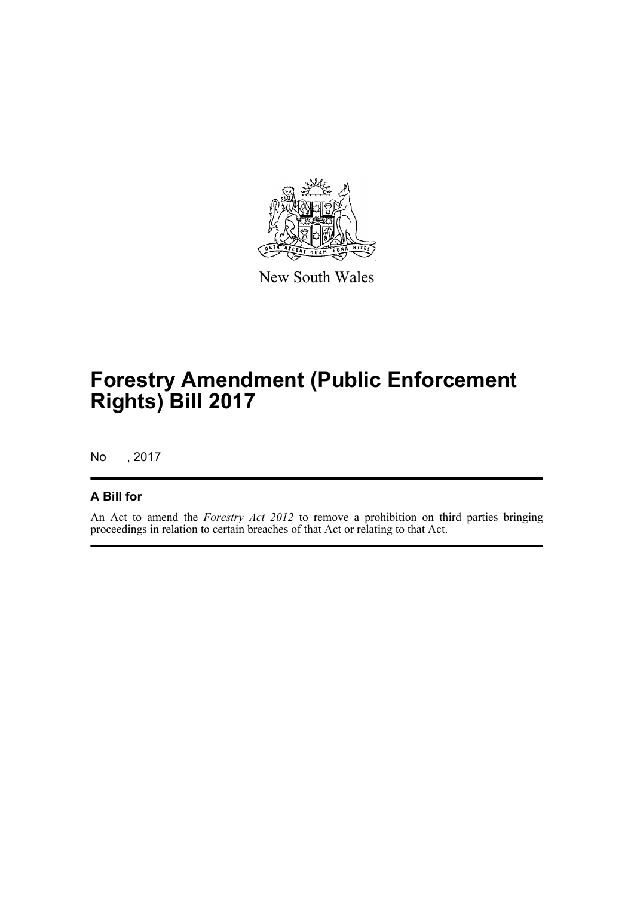New South Wales

# Forestry Amendment (Public Enforcement Rights) Bill 2017

No , 2017

## A Bill for

An Act to amend the *Forestry Act 2012* to remove a prohibition on third parties bringing proceedings in relation to certain breaches of that Act or relating to that Act.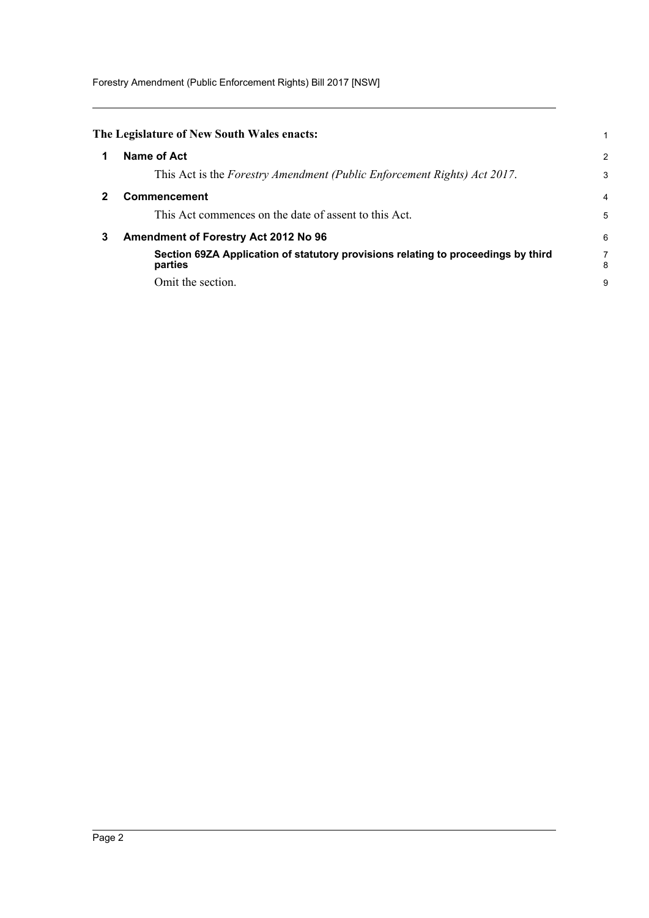**The Legislature of New South Wales enacts:**

## 1 Name of Act

This Act is the *Forestry Amendment (Public Enforcement Rights) Act 2017*.

## 2 Commencement

This Act commences on the date of assent to this Act.

## 3 Amendment of Forestry Act 2012 No 96

**Section 69ZA Application of statutory provisions relating to proceedings by third parties**

Omit the section.